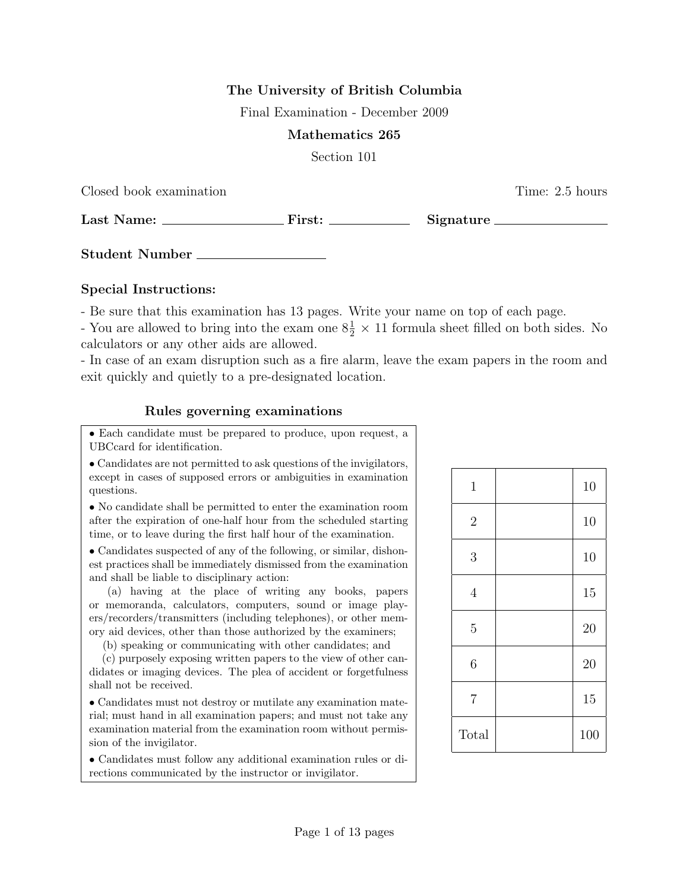**The University of British Columbia**

Final Examination - December 2009

**Mathematics 265**

Section 101

Closed book examination Time: 2.5 hours

**Last Name:** \_\_\_\_\_\_\_\_\_\_\_\_\_\_\_\_ **First:** \_\_\_\_\_\_\_\_\_\_ **Signature** \_\_\_\_\_\_\_\_\_\_\_\_\_\_

**Student Number** \_\_\_\_\_\_\_\_\_\_\_\_\_\_\_\_

### Special Instructions:

- Be sure that this examination has 13 pages. Write your name on top of each page.
- You are allowed to bring into the exam one $8\frac{1}{2} \times 11$ formula sheet filled on both sides. No calculators or any other aids are allowed.
- In case of an exam disruption such as a fire alarm, leave the exam papers in the room and exit quickly and quietly to a pre-designated location.

### Rules governing examinations

- Each candidate must be prepared to produce, upon request, a UBCcard for identification.
- Candidates are not permitted to ask questions of the invigilators, except in cases of supposed errors or ambiguities in examination questions.
- No candidate shall be permitted to enter the examination room after the expiration of one-half hour from the scheduled starting time, or to leave during the first half hour of the examination.
- Candidates suspected of any of the following, or similar, dishonest practices shall be immediately dismissed from the examination and shall be liable to disciplinary action:

  (a) having at the place of writing any books, papers or memoranda, calculators, computers, sound or image players/recorders/transmitters (including telephones), or other memory aid devices, other than those authorized by the examiners;

  (b) speaking or communicating with other candidates; and

  (c) purposely exposing written papers to the view of other candidates or imaging devices. The plea of accident or forgetfulness shall not be received.
- Candidates must not destroy or mutilate any examination material; must hand in all examination papers; and must not take any examination material from the examination room without permission of the invigilator.
- Candidates must follow any additional examination rules or directions communicated by the instructor or invigilator.

| Question | Score | Points |
|---|---|---|
| 1 | | 10 |
| 2 | | 10 |
| 3 | | 10 |
| 4 | | 15 |
| 5 | | 20 |
| 6 | | 20 |
| 7 | | 15 |
| Total | | 100 |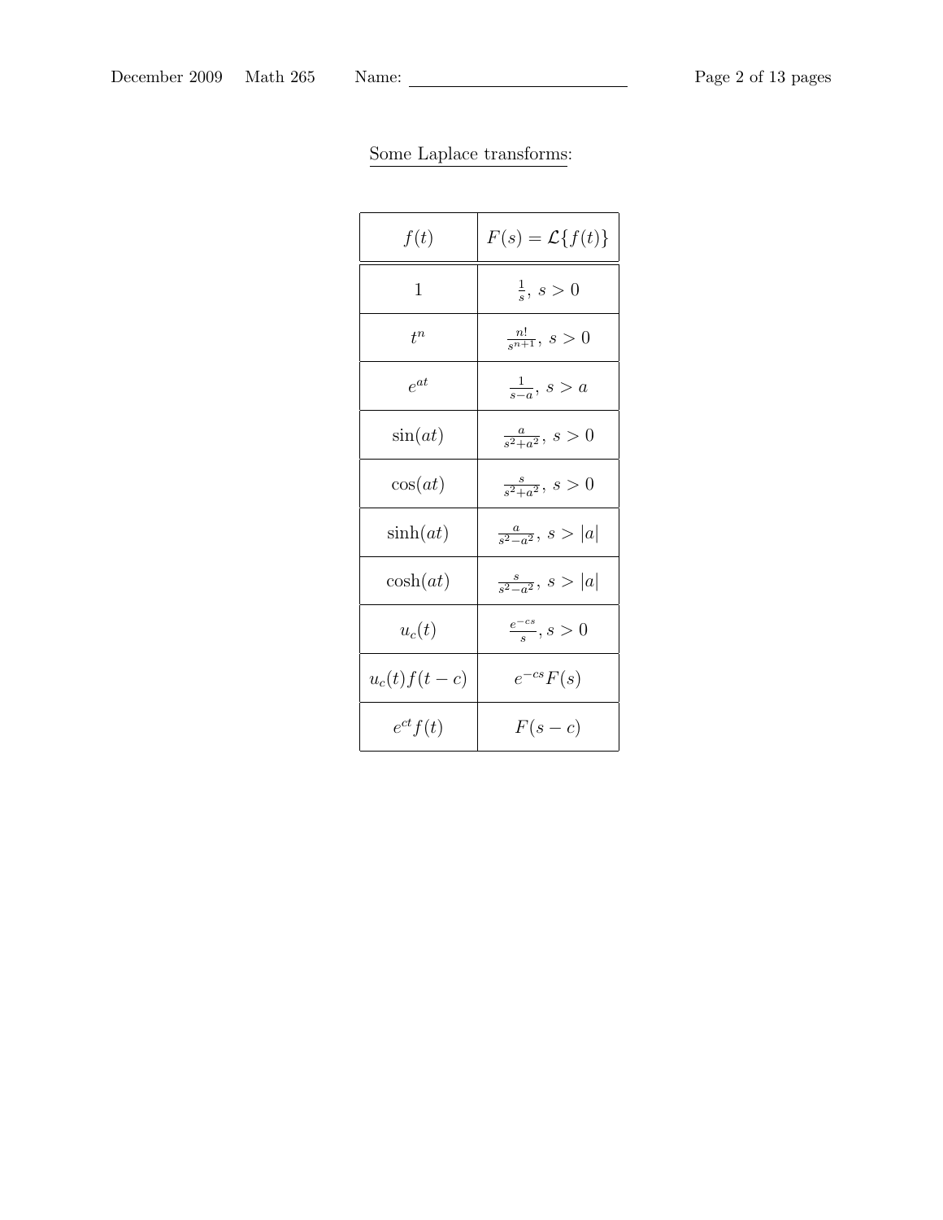Some Laplace transforms:

| $f(t)$ | $F(s) = \mathcal{L}\{f(t)\}$ |
|---|---|
| $1$ | $\frac{1}{s},\ s > 0$ |
| $t^n$ | $\frac{n!}{s^{n+1}},\ s > 0$ |
| $e^{at}$ | $\frac{1}{s-a},\ s > a$ |
| $\sin(at)$ | $\frac{a}{s^2+a^2},\ s > 0$ |
| $\cos(at)$ | $\frac{s}{s^2+a^2},\ s > 0$ |
| $\sinh(at)$ | $\frac{a}{s^2-a^2},\ s > \lvert a \rvert$ |
| $\cosh(at)$ | $\frac{s}{s^2-a^2},\ s > \lvert a \rvert$ |
| $u_c(t)$ | $\frac{e^{-cs}}{s}, s > 0$ |
| $u_c(t)f(t-c)$ | $e^{-cs}F(s)$ |
| $e^{ct}f(t)$ | $F(s-c)$ |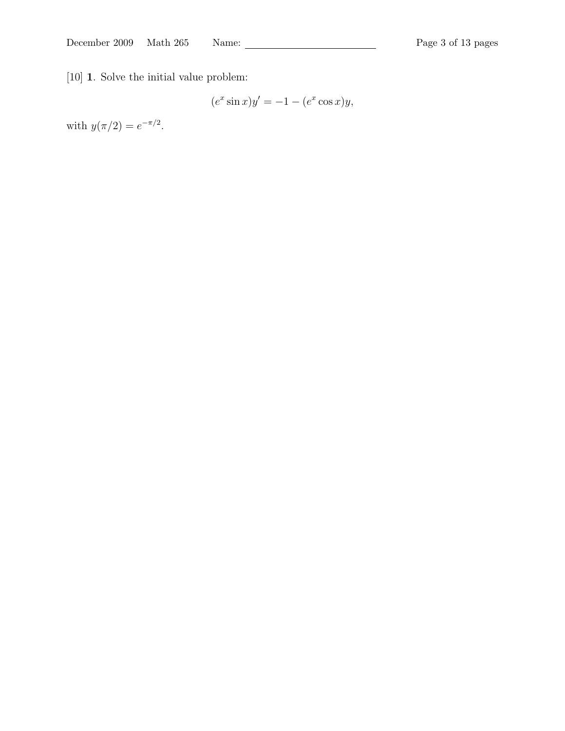[10] **1**. Solve the initial value problem:

$$(e^x \sin x)y' = -1 - (e^x \cos x)y,$$

with $y(\pi/2) = e^{-\pi/2}$.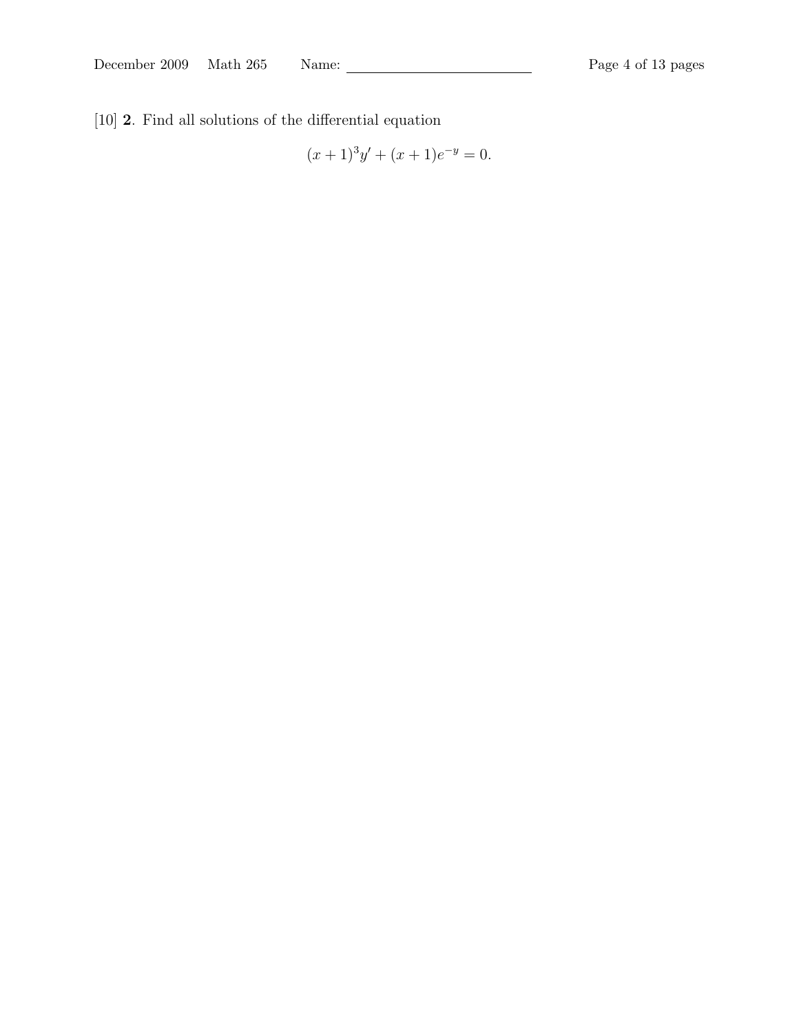[10] **2**. Find all solutions of the differential equation

$$(x+1)^3 y' + (x+1)e^{-y} = 0.$$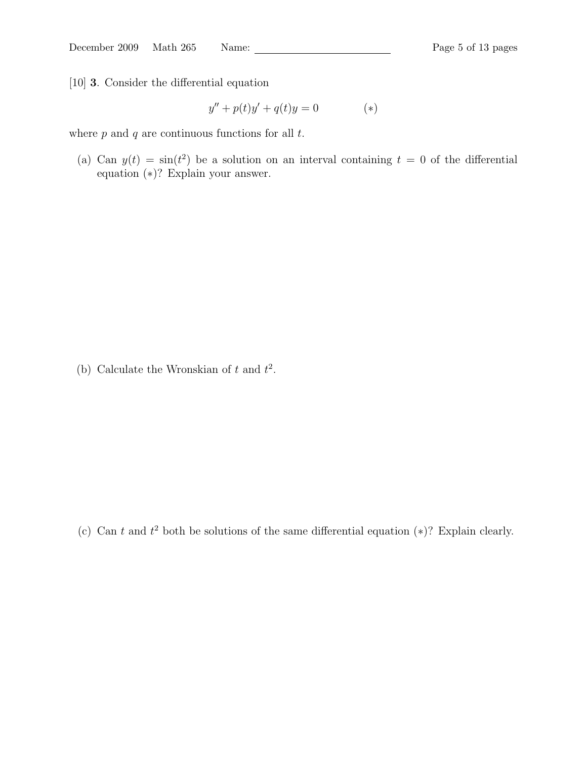[10] **3**. Consider the differential equation

$$y'' + p(t)y' + q(t)y = 0 \qquad\qquad (*)$$

where $p$ and $q$ are continuous functions for all $t$.

(a) Can $y(t) = \sin(t^2)$ be a solution on an interval containing $t = 0$ of the differential equation $(*)$? Explain your answer.

(b) Calculate the Wronskian of $t$ and $t^2$.

(c) Can $t$ and $t^2$ both be solutions of the same differential equation $(*)$? Explain clearly.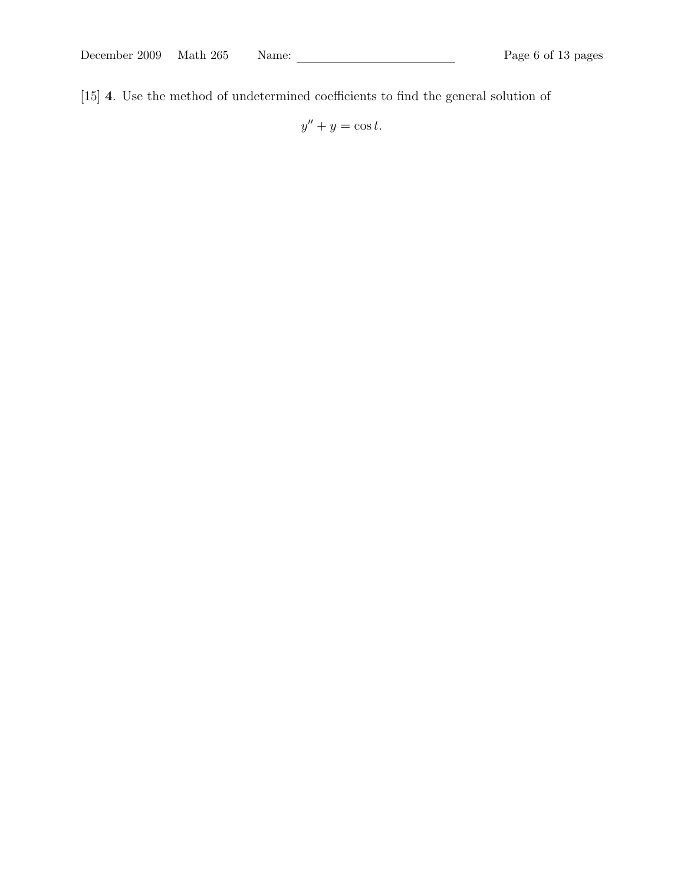[15] **4**. Use the method of undetermined coefficients to find the general solution of

$$y'' + y = \cos t.$$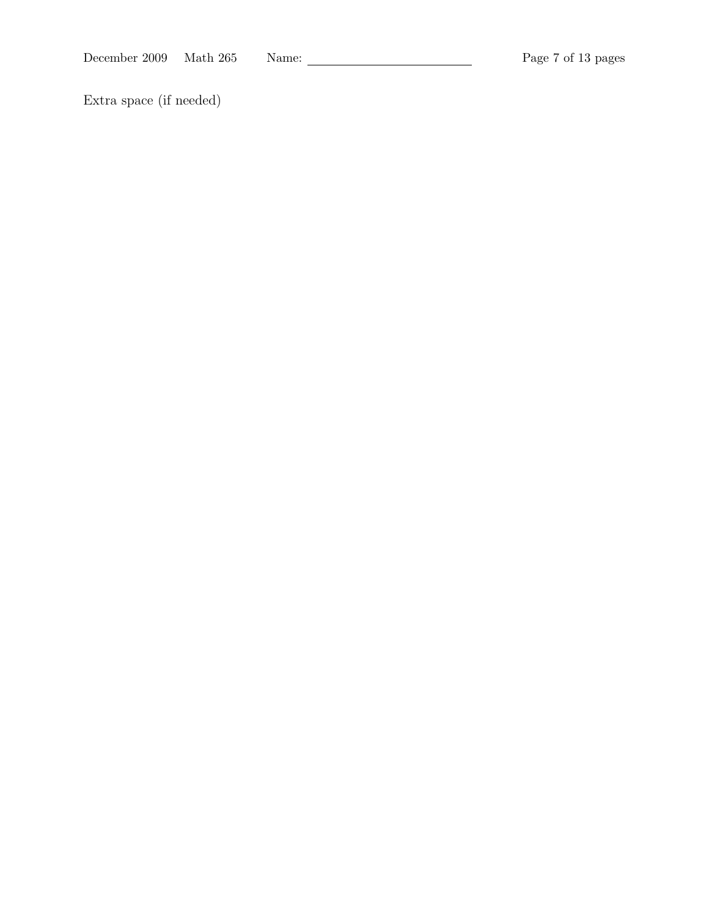Extra space (if needed)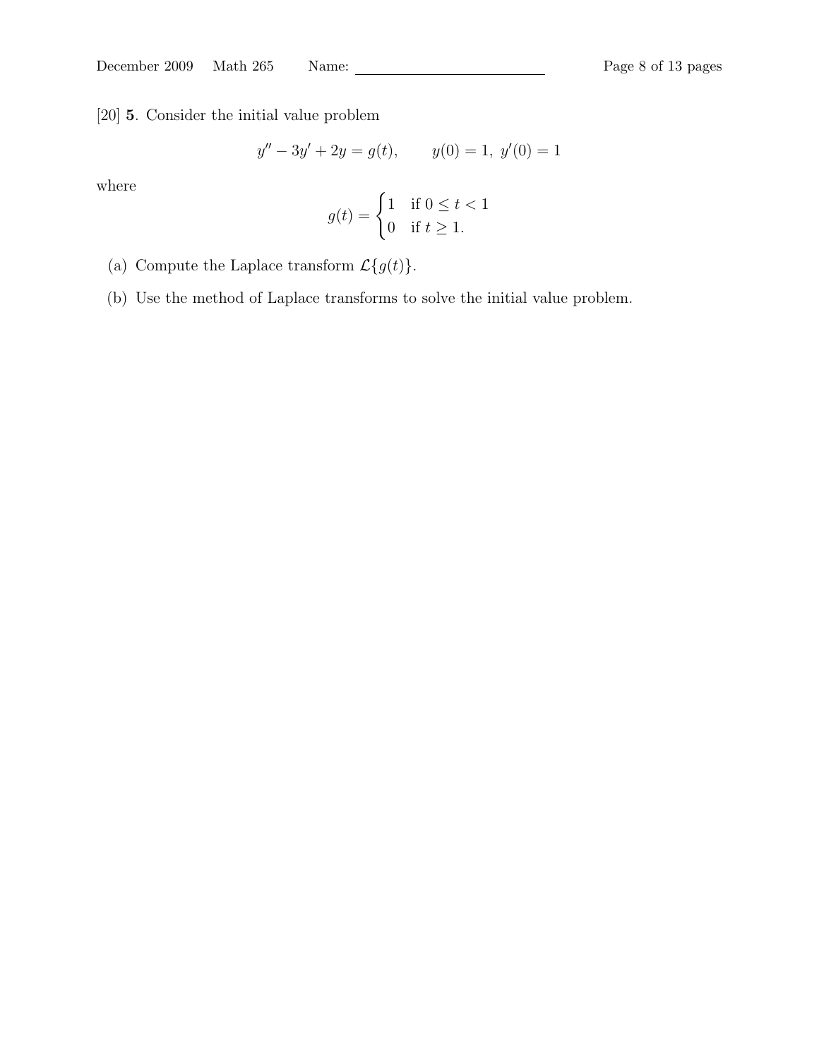[20] **5**. Consider the initial value problem

$$y'' - 3y' + 2y = g(t), \qquad y(0) = 1,\ y'(0) = 1$$

where

$$g(t) = \begin{cases} 1 & \text{if } 0 \leq t < 1 \\ 0 & \text{if } t \geq 1. \end{cases}$$

(a) Compute the Laplace transform $\mathcal{L}\{g(t)\}$.

(b) Use the method of Laplace transforms to solve the initial value problem.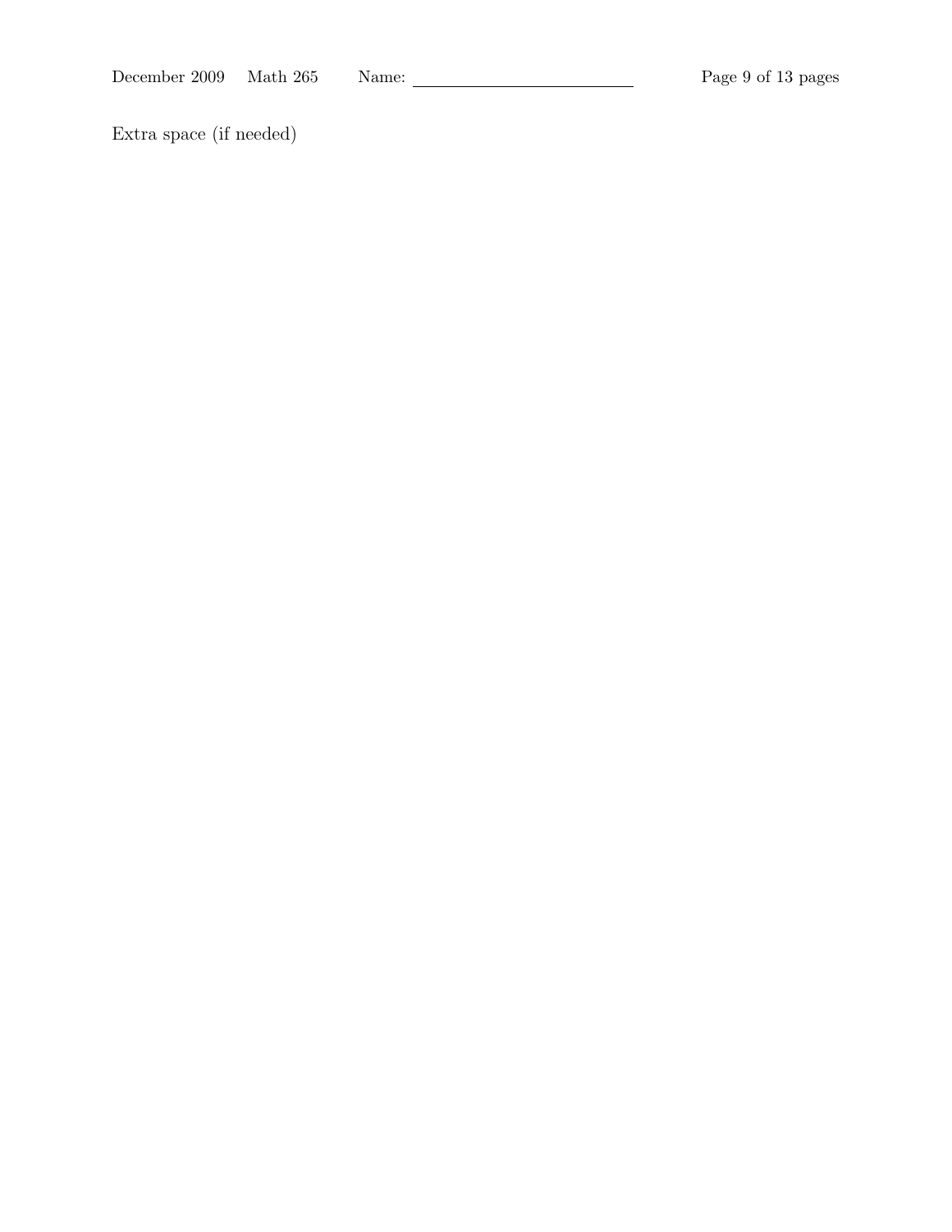Extra space (if needed)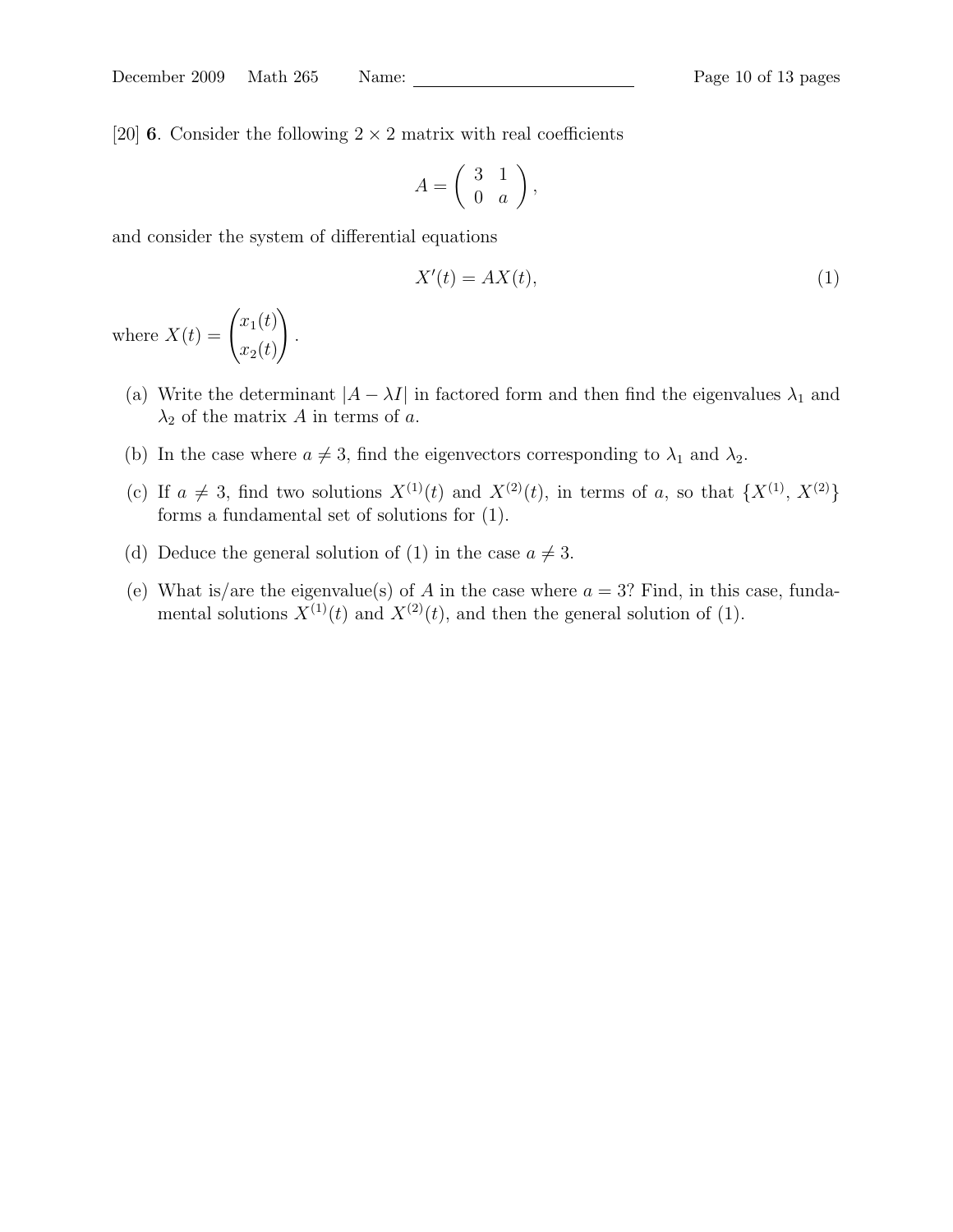[20] **6**. Consider the following $2 \times 2$ matrix with real coefficients

$$A = \begin{pmatrix} 3 & 1 \\ 0 & a \end{pmatrix},$$

and consider the system of differential equations

$$X'(t) = AX(t), \tag{1}$$

where $X(t) = \begin{pmatrix} x_1(t) \\ x_2(t) \end{pmatrix}$.

(a) Write the determinant $|A - \lambda I|$ in factored form and then find the eigenvalues $\lambda_1$ and $\lambda_2$ of the matrix $A$ in terms of $a$.

(b) In the case where $a \neq 3$, find the eigenvectors corresponding to $\lambda_1$ and $\lambda_2$.

(c) If $a \neq 3$, find two solutions $X^{(1)}(t)$ and $X^{(2)}(t)$, in terms of $a$, so that $\{X^{(1)}, X^{(2)}\}$ forms a fundamental set of solutions for (1).

(d) Deduce the general solution of (1) in the case $a \neq 3$.

(e) What is/are the eigenvalue(s) of $A$ in the case where $a = 3$? Find, in this case, fundamental solutions $X^{(1)}(t)$ and $X^{(2)}(t)$, and then the general solution of (1).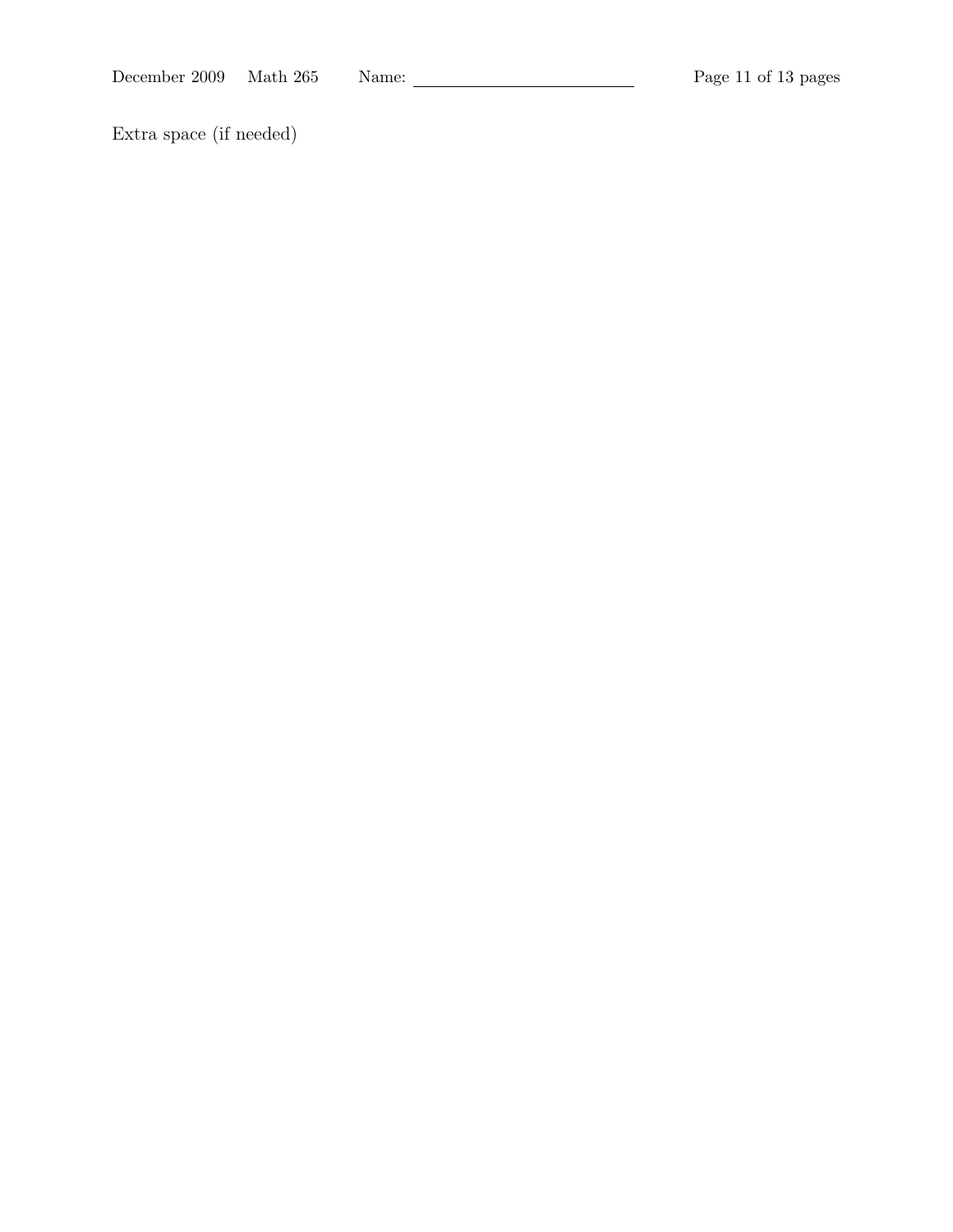Extra space (if needed)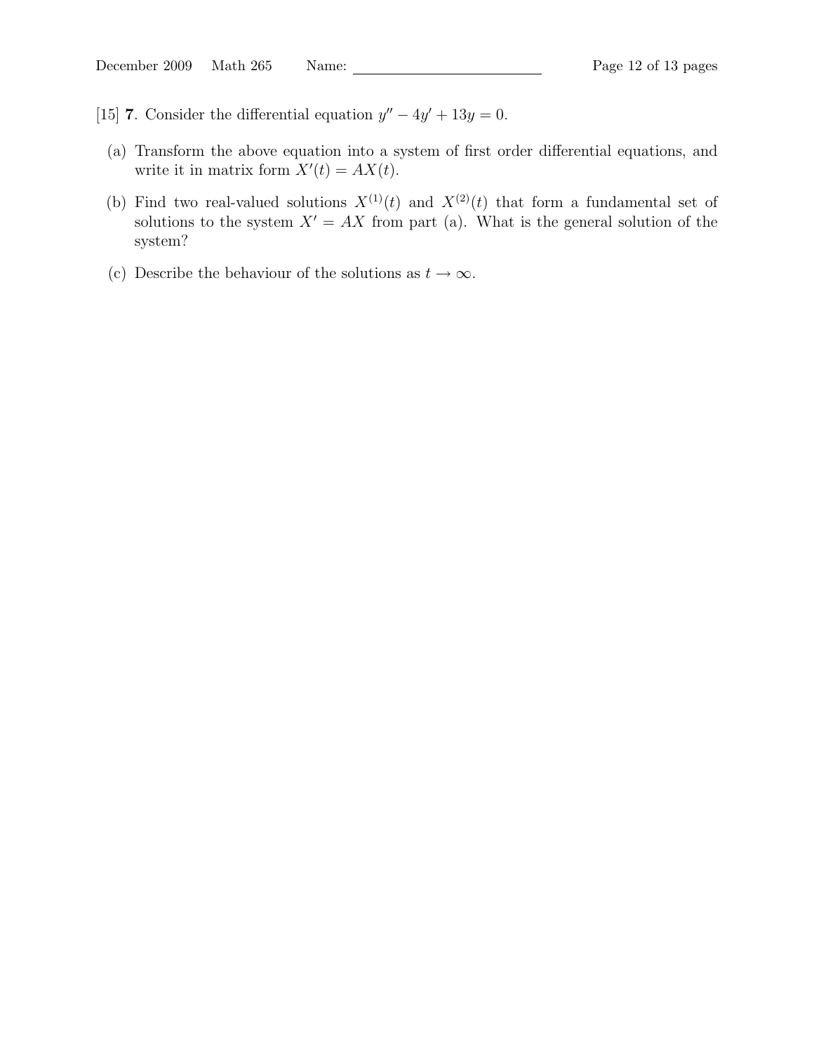[15] **7**. Consider the differential equation $y'' - 4y' + 13y = 0$.

(a) Transform the above equation into a system of first order differential equations, and write it in matrix form $X'(t) = AX(t)$.

(b) Find two real-valued solutions $X^{(1)}(t)$ and $X^{(2)}(t)$ that form a fundamental set of solutions to the system $X' = AX$ from part (a). What is the general solution of the system?

(c) Describe the behaviour of the solutions as $t \to \infty$.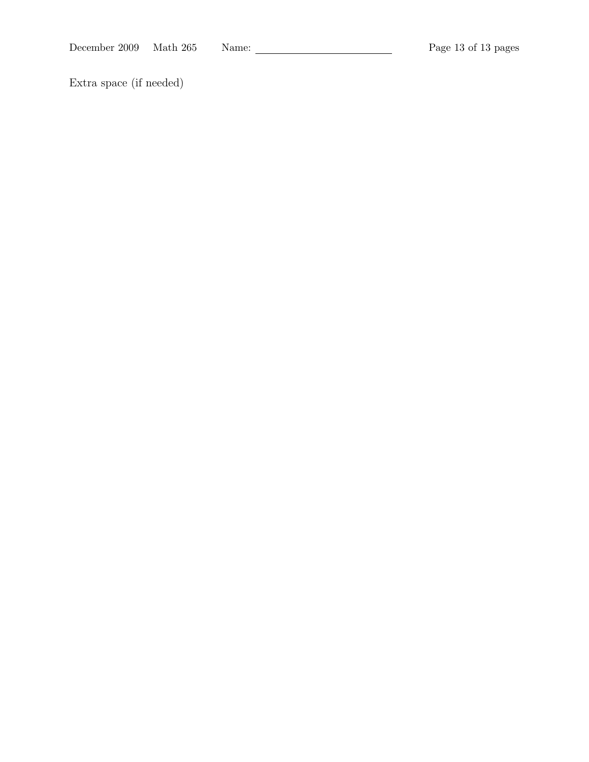Extra space (if needed)